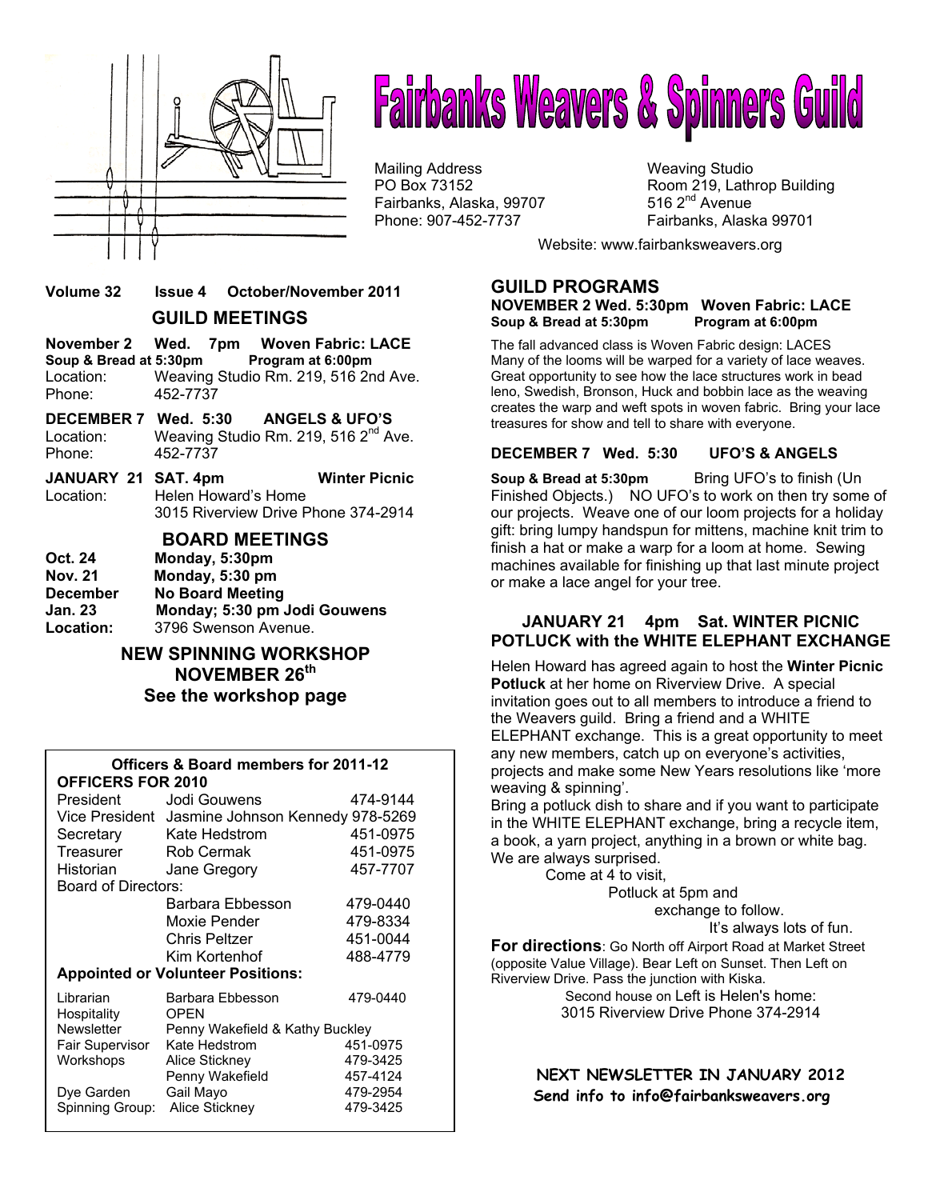# Fairbanks Weavers & Spinners Guild

Mailing Address
PO Box 73152
Fairbanks, Alaska, 99707
Phone: 907-452-7737

Weaving Studio
Room 219, Lathrop Building
516 2nd Avenue
Fairbanks, Alaska 99701

Website: www.fairbanksweavers.org

**Volume 32 Issue 4 October/November 2011**

## GUILD MEETINGS

**November 2 Wed. 7pm Woven Fabric: LACE**
**Soup & Bread at 5:30pm Program at 6:00pm**
Location: Weaving Studio Rm. 219, 516 2nd Ave.
Phone: 452-7737

**DECEMBER 7 Wed. 5:30 ANGELS & UFO'S**
Location: Weaving Studio Rm. 219, 516 2nd Ave.
Phone: 452-7737

**JANUARY 21 SAT. 4pm Winter Picnic**
Location: Helen Howard's Home
3015 Riverview Drive Phone 374-2914

## BOARD MEETINGS

**Oct. 24** **Monday, 5:30pm**
**Nov. 21** **Monday, 5:30 pm**
**December** **No Board Meeting**
**Jan. 23** **Monday; 5:30 pm Jodi Gouwens**
**Location:** 3796 Swenson Avenue.

## NEW SPINNING WORKSHOP NOVEMBER 26th

**See the workshop page**

**Officers & Board members for 2011-12**

**OFFICERS FOR 2010**

| | | |
|---|---|---|
| President | Jodi Gouwens | 474-9144 |
| Vice President | Jasmine Johnson Kennedy | 978-5269 |
| Secretary | Kate Hedstrom | 451-0975 |
| Treasurer | Rob Cermak | 451-0975 |
| Historian | Jane Gregory | 457-7707 |
| Board of Directors: | | |
| | Barbara Ebbesson | 479-0440 |
| | Moxie Pender | 479-8334 |
| | Chris Peltzer | 451-0044 |
| | Kim Kortenhof | 488-4779 |

**Appointed or Volunteer Positions:**

| | | |
|---|---|---|
| Librarian | Barbara Ebbesson | 479-0440 |
| Hospitality | OPEN | |
| Newsletter | Penny Wakefield & Kathy Buckley | |
| Fair Supervisor | Kate Hedstrom | 451-0975 |
| Workshops | Alice Stickney | 479-3425 |
| | Penny Wakefield | 457-4124 |
| Dye Garden | Gail Mayo | 479-2954 |
| Spinning Group: | Alice Stickney | 479-3425 |

## GUILD PROGRAMS

**NOVEMBER 2 Wed. 5:30pm Woven Fabric: LACE**
**Soup & Bread at 5:30pm Program at 6:00pm**

The fall advanced class is Woven Fabric design: LACES Many of the looms will be warped for a variety of lace weaves. Great opportunity to see how the lace structures work in bead leno, Swedish, Bronson, Huck and bobbin lace as the weaving creates the warp and weft spots in woven fabric. Bring your lace treasures for show and tell to share with everyone.

**DECEMBER 7 Wed. 5:30 UFO'S & ANGELS**

**Soup & Bread at 5:30pm** Bring UFO's to finish (Un Finished Objects.) NO UFO's to work on then try some of our projects. Weave one of our loom projects for a holiday gift: bring lumpy handspun for mittens, machine knit trim to finish a hat or make a warp for a loom at home. Sewing machines available for finishing up that last minute project or make a lace angel for your tree.

### JANUARY 21 4pm Sat. WINTER PICNIC POTLUCK with the WHITE ELEPHANT EXCHANGE

Helen Howard has agreed again to host the **Winter Picnic Potluck** at her home on Riverview Drive. A special invitation goes out to all members to introduce a friend to the Weavers guild. Bring a friend and a WHITE ELEPHANT exchange. This is a great opportunity to meet any new members, catch up on everyone's activities, projects and make some New Years resolutions like 'more weaving & spinning'.

Bring a potluck dish to share and if you want to participate in the WHITE ELEPHANT exchange, bring a recycle item, a book, a yarn project, anything in a brown or white bag. We are always surprised.

Come at 4 to visit,
Potluck at 5pm and
exchange to follow.
It's always lots of fun.

**For directions**: Go North off Airport Road at Market Street (opposite Value Village). Bear Left on Sunset. Then Left on Riverview Drive. Pass the junction with Kiska.
Second house on Left is Helen's home:
3015 Riverview Drive Phone 374-2914

**NEXT NEWSLETTER IN JANUARY 2012**
**Send info to info@fairbanksweavers.org**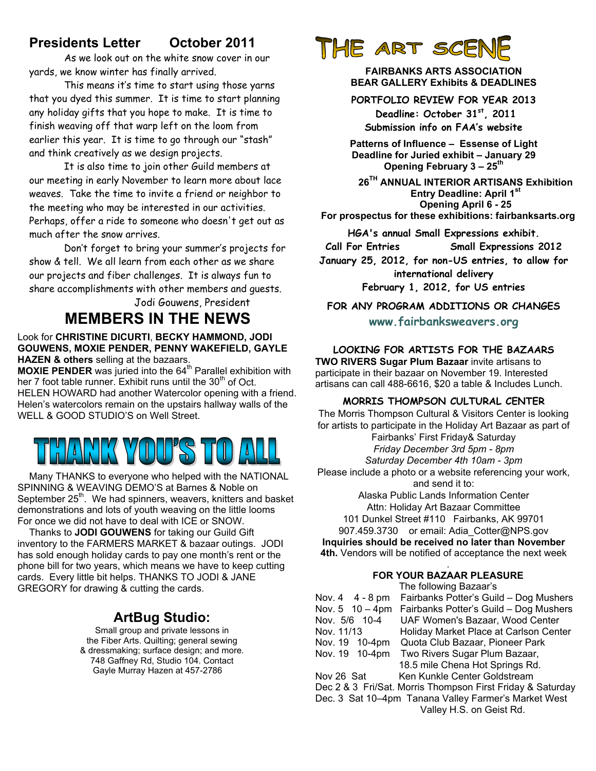## Presidents Letter October 2011

As we look out on the white snow cover in our yards, we know winter has finally arrived.

This means it's time to start using those yarns that you dyed this summer. It is time to start planning any holiday gifts that you hope to make. It is time to finish weaving off that warp left on the loom from earlier this year. It is time to go through our "stash" and think creatively as we design projects.

It is also time to join other Guild members at our meeting in early November to learn more about lace weaves. Take the time to invite a friend or neighbor to the meeting who may be interested in our activities. Perhaps, offer a ride to someone who doesn't get out as much after the snow arrives.

Don't forget to bring your summer's projects for show & tell. We all learn from each other as we share our projects and fiber challenges. It is always fun to share accomplishments with other members and guests.

Jodi Gouwens, President

# MEMBERS IN THE NEWS

Look for **CHRISTINE DICURTI**, **BECKY HAMMOND, JODI GOUWENS, MOXIE PENDER, PENNY WAKEFIELD, GAYLE HAZEN & others** selling at the bazaars.

**MOXIE PENDER** was juried into the 64th Parallel exhibition with her 7 foot table runner. Exhibit runs until the 30th of Oct.

HELEN HOWARD had another Watercolor opening with a friend. Helen's watercolors remain on the upstairs hallway walls of the WELL & GOOD STUDIO'S on Well Street.

# THANK YOU'S TO ALL

Many THANKS to everyone who helped with the NATIONAL SPINNING & WEAVING DEMO'S at Barnes & Noble on September 25th. We had spinners, weavers, knitters and basket demonstrations and lots of youth weaving on the little looms For once we did not have to deal with ICE or SNOW.

Thanks to **JODI GOUWENS** for taking our Guild Gift inventory to the FARMERS MARKET & bazaar outings. JODI has sold enough holiday cards to pay one month's rent or the phone bill for two years, which means we have to keep cutting cards. Every little bit helps. THANKS TO JODI & JANE GREGORY for drawing & cutting the cards.

## ArtBug Studio:

Small group and private lessons in the Fiber Arts. Quilting; general sewing & dressmaking; surface design; and more. 748 Gaffney Rd, Studio 104. Contact Gayle Murray Hazen at 457-2786

# THE ART SCENE

**FAIRBANKS ARTS ASSOCIATION**
**BEAR GALLERY Exhibits & DEADLINES**

**PORTFOLIO REVIEW FOR YEAR 2013**
**Deadline: October 31st, 2011**
**Submission info on FAA's website**

**Patterns of Influence – Essense of Light**
**Deadline for Juried exhibit – January 29**
**Opening February 3 – 25th**

**26TH ANNUAL INTERIOR ARTISANS Exhibition**
**Entry Deadline: April 1st**
**Opening April 6 - 25**
**For prospectus for these exhibitions: fairbanksarts.org**

**HGA's annual Small Expressions exhibit.**
**Call For Entries Small Expressions 2012**
**January 25, 2012, for non-US entries, to allow for international delivery**
**February 1, 2012, for US entries**

**FOR ANY PROGRAM ADDITIONS OR CHANGES**
**www.fairbanksweavers.org**

### LOOKING FOR ARTISTS FOR THE BAZAARS

**TWO RIVERS Sugar Plum Bazaar** invite artisans to participate in their bazaar on November 19. Interested artisans can call 488-6616, $20 a table & Includes Lunch.

### MORRIS THOMPSON CULTURAL CENTER

The Morris Thompson Cultural & Visitors Center is looking for artists to participate in the Holiday Art Bazaar as part of Fairbanks' First Friday& Saturday
*Friday December 3rd 5pm - 8pm*
*Saturday December 4th 10am - 3pm*
Please include a photo or a website referencing your work, and send it to:
Alaska Public Lands Information Center
Attn: Holiday Art Bazaar Committee
101 Dunkel Street #110 Fairbanks, AK 99701
907.459.3730 or email: Adia_Cotter@NPS.gov
**Inquiries should be received no later than November 4th.** Vendors will be notified of acceptance the next week

### FOR YOUR BAZAAR PLEASURE

The following Bazaar's

Nov. 4 4 - 8 pm Fairbanks Potter's Guild – Dog Mushers
Nov. 5 10 – 4pm Fairbanks Potter's Guild – Dog Mushers
Nov. 5/6 10-4 UAF Women's Bazaar, Wood Center
Nov. 11/13 Holiday Market Place at Carlson Center
Nov. 19 10-4pm Quota Club Bazaar, Pioneer Park
Nov. 19 10-4pm Two Rivers Sugar Plum Bazaar, 18.5 mile Chena Hot Springs Rd.
Nov 26 Sat Ken Kunkle Center Goldstream
Dec 2 & 3 Fri/Sat. Morris Thompson First Friday & Saturday
Dec. 3 Sat 10–4pm Tanana Valley Farmer's Market West Valley H.S. on Geist Rd.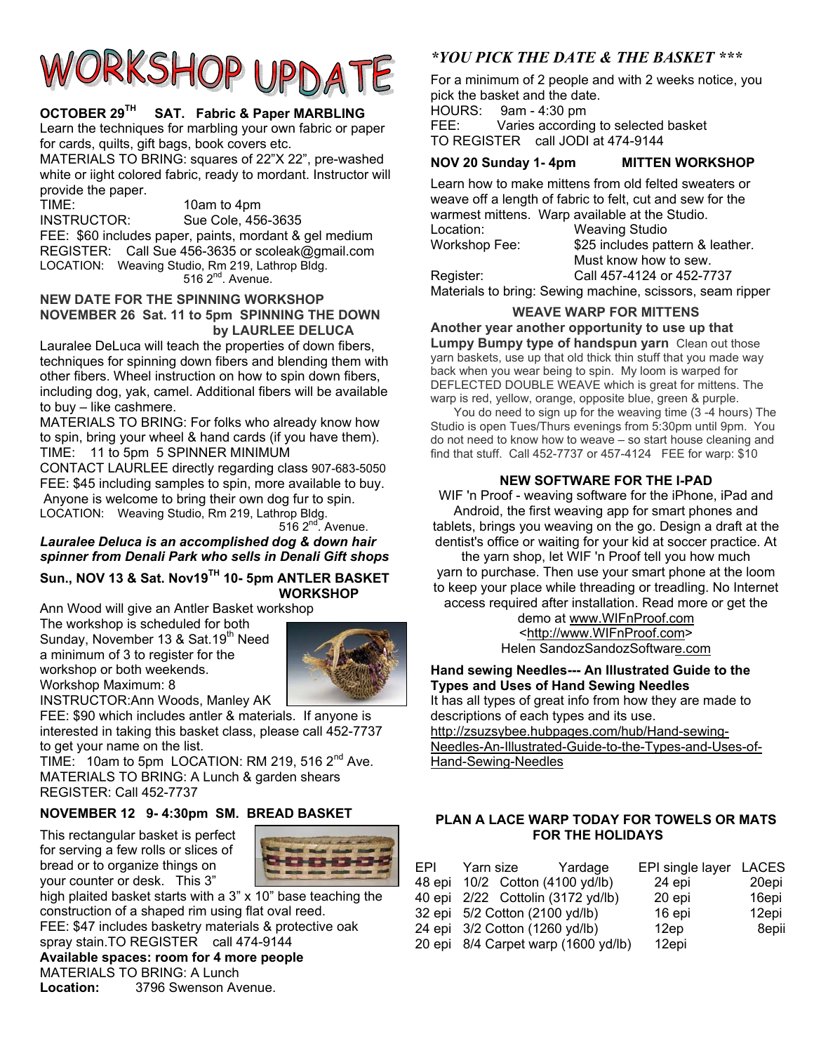# WORKSHOP UPDATE

**OCTOBER 29TH SAT. Fabric & Paper MARBLING**

Learn the techniques for marbling your own fabric or paper for cards, quilts, gift bags, book covers etc.

MATERIALS TO BRING: squares of 22"X 22", pre-washed white or iight colored fabric, ready to mordant. Instructor will provide the paper.

TIME: 10am to 4pm
INSTRUCTOR: Sue Cole, 456-3635
FEE: $60 includes paper, paints, mordant & gel medium
REGISTER: Call Sue 456-3635 or scoleak@gmail.com
LOCATION: Weaving Studio, Rm 219, Lathrop Bldg. 516 2nd. Avenue.

**NEW DATE FOR THE SPINNING WORKSHOP**
**NOVEMBER 26 Sat. 11 to 5pm SPINNING THE DOWN by LAURLEE DELUCA**

Lauralee DeLuca will teach the properties of down fibers, techniques for spinning down fibers and blending them with other fibers. Wheel instruction on how to spin down fibers, including dog, yak, camel. Additional fibers will be available to buy – like cashmere.

MATERIALS TO BRING: For folks who already know how to spin, bring your wheel & hand cards (if you have them).
TIME: 11 to 5pm 5 SPINNER MINIMUM
CONTACT LAURLEE directly regarding class 907-683-5050
FEE: $45 including samples to spin, more available to buy.
Anyone is welcome to bring their own dog fur to spin.
LOCATION: Weaving Studio, Rm 219, Lathrop Bldg. 516 2nd. Avenue.

***Lauralee Deluca is an accomplished dog & down hair spinner from Denali Park who sells in Denali Gift shops***

**Sun., NOV 13 & Sat. Nov19TH 10- 5pm ANTLER BASKET WORKSHOP**

Ann Wood will give an Antler Basket workshop
The workshop is scheduled for both Sunday, November 13 & Sat.19th Need a minimum of 3 to register for the workshop or both weekends.
Workshop Maximum: 8
INSTRUCTOR:Ann Woods, Manley AK
FEE: $90 which includes antler & materials. If anyone is interested in taking this basket class, please call 452-7737 to get your name on the list.
TIME: 10am to 5pm LOCATION: RM 219, 516 2nd Ave.
MATERIALS TO BRING: A Lunch & garden shears
REGISTER: Call 452-7737

**NOVEMBER 12 9- 4:30pm SM. BREAD BASKET**

This rectangular basket is perfect for serving a few rolls or slices of bread or to organize things on your counter or desk. This 3" high plaited basket starts with a 3" x 10" base teaching the construction of a shaped rim using flat oval reed.
FEE: $47 includes basketry materials & protective oak spray stain.TO REGISTER call 474-9144
**Available spaces: room for 4 more people**
MATERIALS TO BRING: A Lunch
**Location:** 3796 Swenson Avenue.

## *\*YOU PICK THE DATE & THE BASKET \*\*\**

For a minimum of 2 people and with 2 weeks notice, you pick the basket and the date.
HOURS: 9am - 4:30 pm
FEE: Varies according to selected basket
TO REGISTER call JODI at 474-9144

**NOV 20 Sunday 1- 4pm MITTEN WORKSHOP**

Learn how to make mittens from old felted sweaters or weave off a length of fabric to felt, cut and sew for the warmest mittens. Warp available at the Studio.
Location: Weaving Studio
Workshop Fee: $25 includes pattern & leather. Must know how to sew.
Register: Call 457-4124 or 452-7737
Materials to bring: Sewing machine, scissors, seam ripper

**WEAVE WARP FOR MITTENS**

**Another year another opportunity to use up that Lumpy Bumpy type of handspun yarn** Clean out those yarn baskets, use up that old thick thin stuff that you made way back when you wear being to spin. My loom is warped for DEFLECTED DOUBLE WEAVE which is great for mittens. The warp is red, yellow, orange, opposite blue, green & purple.

You do need to sign up for the weaving time (3 -4 hours) The Studio is open Tues/Thurs evenings from 5:30pm until 9pm. You do not need to know how to weave – so start house cleaning and find that stuff. Call 452-7737 or 457-4124 FEE for warp: $10

**NEW SOFTWARE FOR THE I-PAD**

WIF 'n Proof - weaving software for the iPhone, iPad and Android, the first weaving app for smart phones and tablets, brings you weaving on the go. Design a draft at the dentist's office or waiting for your kid at soccer practice. At the yarn shop, let WIF 'n Proof tell you how much yarn to purchase. Then use your smart phone at the loom to keep your place while threading or treadling. No Internet access required after installation. Read more or get the demo at www.WIFnProof.com <http://www.WIFnProof.com>
Helen SandozSandozSoftware.com

**Hand sewing Needles--- An Illustrated Guide to the Types and Uses of Hand Sewing Needles**

It has all types of great info from how they are made to descriptions of each types and its use.
http://zsuzsybee.hubpages.com/hub/Hand-sewing-Needles-An-Illustrated-Guide-to-the-Types-and-Uses-of-Hand-Sewing-Needles

**PLAN A LACE WARP TODAY FOR TOWELS OR MATS FOR THE HOLIDAYS**

| EPI | Yarn size | Yardage | EPI single layer | LACES |
|---|---|---|---|---|
| 48 epi | 10/2 Cotton | (4100 yd/lb) | 24 epi | 20epi |
| 40 epi | 2/22 Cottolin | (3172 yd/lb) | 20 epi | 16epi |
| 32 epi | 5/2 Cotton | (2100 yd/lb) | 16 epi | 12epi |
| 24 epi | 3/2 Cotton | (1260 yd/lb) | 12ep | 8epii |
| 20 epi | 8/4 Carpet warp | (1600 yd/lb) | 12epi | |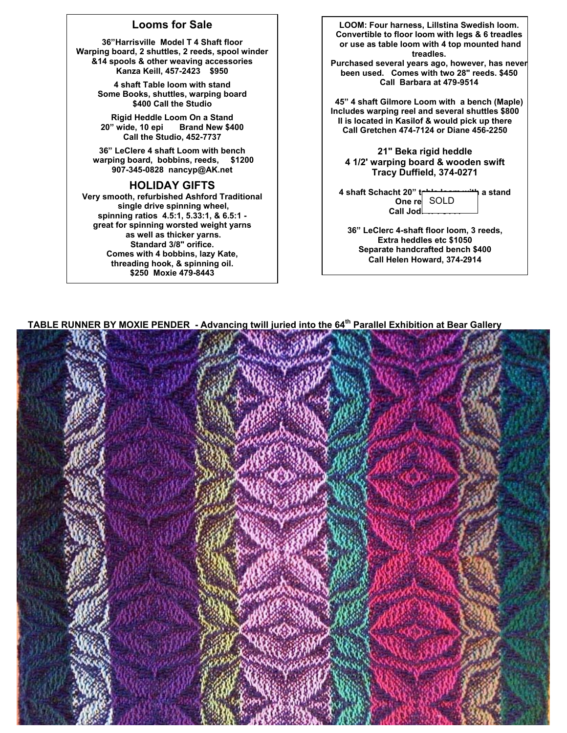## Looms for Sale

**36"Harrisville Model T 4 Shaft floor**
**Warping board, 2 shuttles, 2 reeds, spool winder &14 spools & other weaving accessories**
**Kanza Keill, 457-2423 $950**

**4 shaft Table loom with stand**
**Some Books, shuttles, warping board**
**$400 Call the Studio**

**Rigid Heddle Loom On a Stand**
**20" wide, 10 epi Brand New $400**
**Call the Studio, 452-7737**

**36" LeClere 4 shaft Loom with bench**
**warping board, bobbins, reeds, $1200**
**907-345-0828 nancyp@AK.net**

## HOLIDAY GIFTS

**Very smooth, refurbished Ashford Traditional single drive spinning wheel,**
**spinning ratios 4.5:1, 5.33:1, & 6.5:1 - great for spinning worsted weight yarns as well as thicker yarns.**
**Standard 3/8" orifice.**
**Comes with 4 bobbins, lazy Kate, threading hook, & spinning oil.**
**$250 Moxie 479-8443**

**LOOM: Four harness, Lillstina Swedish loom. Convertible to floor loom with legs & 6 treadles or use as table loom with 4 top mounted hand treadles.**
**Purchased several years ago, however, has never been used. Comes with two 28" reeds. $450**
**Call Barbara at 479-9514**

**45" 4 shaft Gilmore Loom with a bench (Maple)**
**Includes warping reel and several shuttles $800**
**Il is located in Kasilof & would pick up there**
**Call Gretchen 474-7124 or Diane 456-2250**

**21" Beka rigid heddle**
**4 1/2' warping board & wooden swift**
**Tracy Duffield, 374-0271**

**4 shaft Schacht 20" t[...] a stand**
**One re[...]** SOLD
**Call Jod[...]**

**36" LeClerc 4-shaft floor loom, 3 reeds,**
**Extra heddles etc $1050**
**Separate handcrafted bench $400**
**Call Helen Howard, 374-2914**

**TABLE RUNNER BY MOXIE PENDER - Advancing twill juried into the 64th Parallel Exhibition at Bear Gallery**